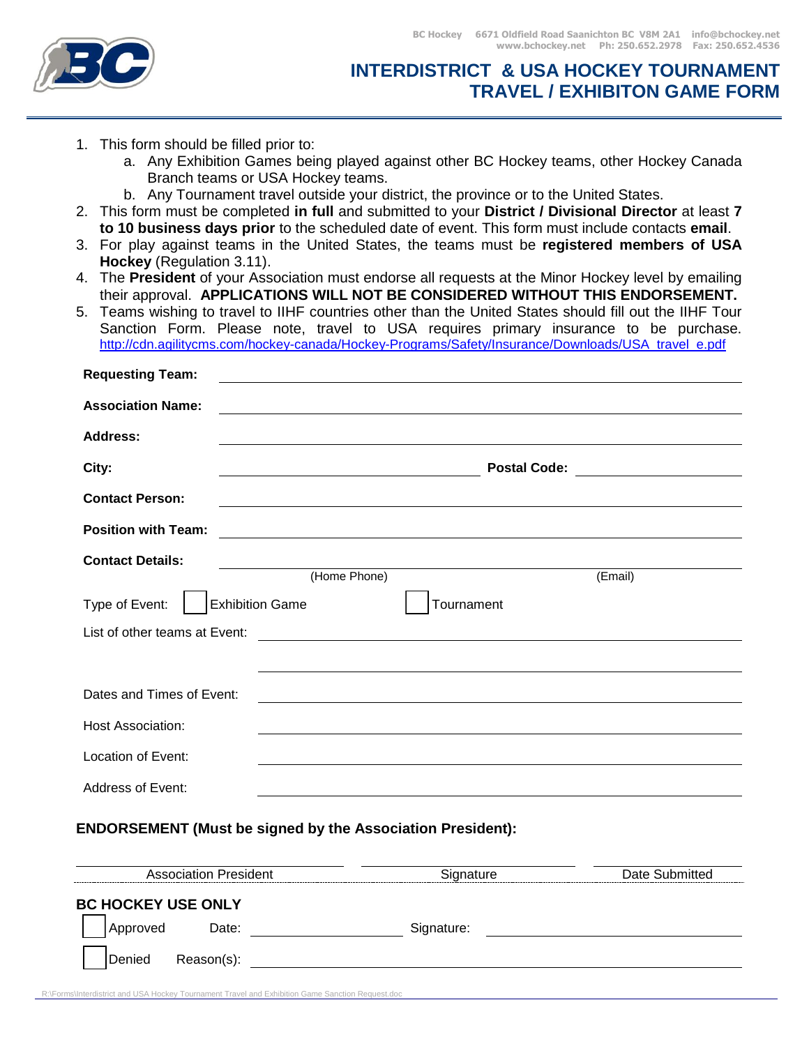BC Hockey 6671 Oldfield Road Saanichton BC V8M 2A1 info@bchockey.net
www.bchockey.net Ph: 250.652.2978 Fax: 250.652.4536

# INTERDISTRICT & USA HOCKEY TOURNAMENT TRAVEL / EXHIBITON GAME FORM

1. This form should be filled prior to:
   a. Any Exhibition Games being played against other BC Hockey teams, other Hockey Canada Branch teams or USA Hockey teams.
   b. Any Tournament travel outside your district, the province or to the United States.
2. This form must be completed **in full** and submitted to your **District / Divisional Director** at least **7 to 10 business days prior** to the scheduled date of event. This form must include contacts **email**.
3. For play against teams in the United States, the teams must be **registered members of USA Hockey** (Regulation 3.11).
4. The **President** of your Association must endorse all requests at the Minor Hockey level by emailing their approval. **APPLICATIONS WILL NOT BE CONSIDERED WITHOUT THIS ENDORSEMENT.**
5. Teams wishing to travel to IIHF countries other than the United States should fill out the IIHF Tour Sanction Form. Please note, travel to USA requires primary insurance to be purchase. http://cdn.agilitycms.com/hockey-canada/Hockey-Programs/Safety/Insurance/Downloads/USA_travel_e.pdf

**Requesting Team:** ______________________________

**Association Name:** ______________________________

**Address:** ______________________________

**City:** ______________________ **Postal Code:** ______________

**Contact Person:** ______________________________

**Position with Team:** ______________________________

**Contact Details:** ______________________________
(Home Phone) (Email)

Type of Event: ☐ Exhibition Game ☐ Tournament

List of other teams at Event: ______________________________

______________________________

Dates and Times of Event: ______________________________

Host Association: ______________________________

Location of Event: ______________________________

Address of Event: ______________________________

**ENDORSEMENT (Must be signed by the Association President):**

| Association President | Signature | Date Submitted |
|---|---|---|
| | | |

**BC HOCKEY USE ONLY**

☐ Approved Date: ______________ Signature: ______________

☐ Denied Reason(s): ______________________________

R:\Forms\Interdistrict and USA Hockey Tournament Travel and Exhibition Game Sanction Request.doc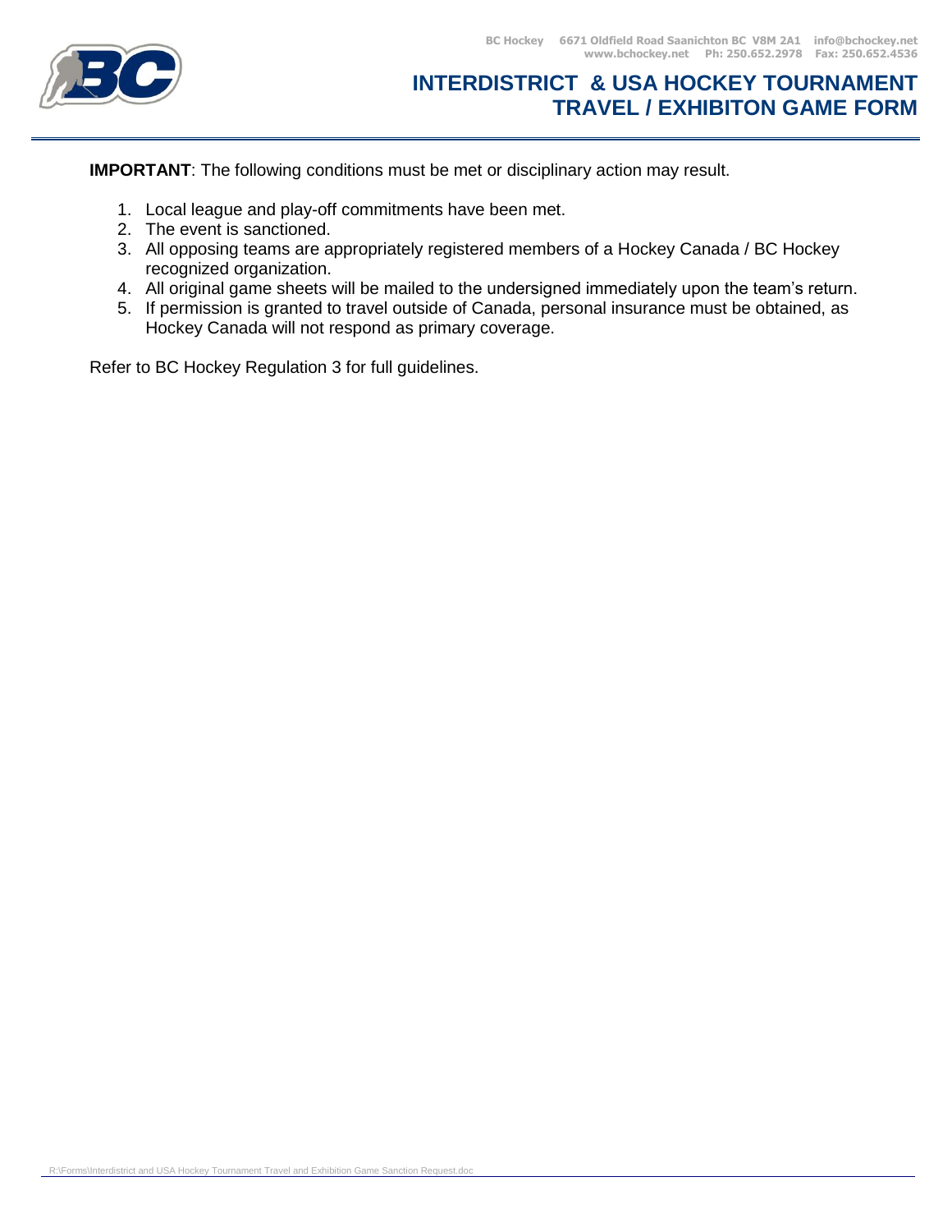# INTERDISTRICT & USA HOCKEY TOURNAMENT TRAVEL / EXHIBITON GAME FORM

**IMPORTANT**: The following conditions must be met or disciplinary action may result.

1. Local league and play-off commitments have been met.
2. The event is sanctioned.
3. All opposing teams are appropriately registered members of a Hockey Canada / BC Hockey recognized organization.
4. All original game sheets will be mailed to the undersigned immediately upon the team's return.
5. If permission is granted to travel outside of Canada, personal insurance must be obtained, as Hockey Canada will not respond as primary coverage.

Refer to BC Hockey Regulation 3 for full guidelines.